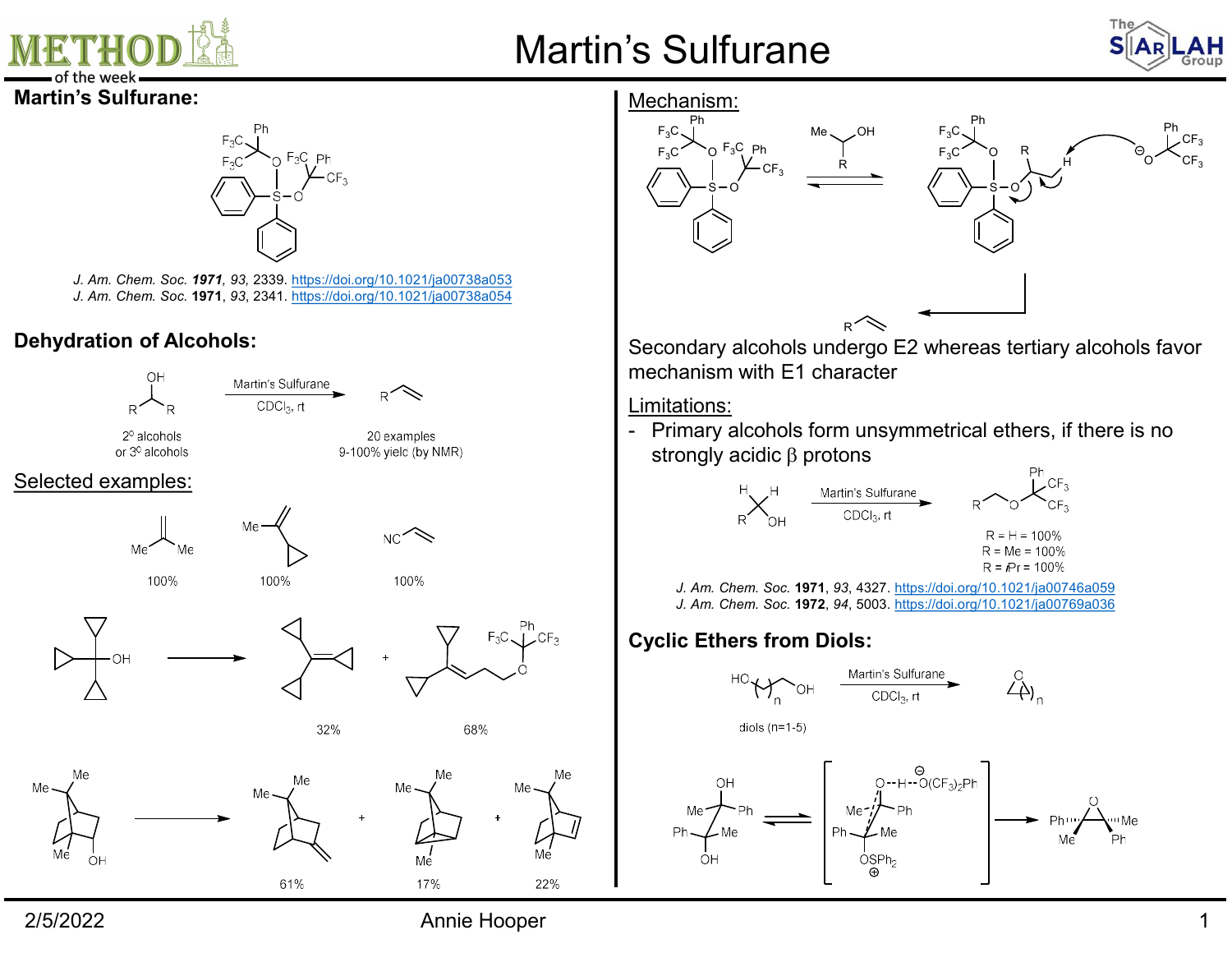# Martin's Sulfurane

## Martin's Sulfurane:

*J. Am. Chem. Soc.* **1971**, *93*, 2339. https://doi.org/10.1021/ja00738a053
*J. Am. Chem. Soc.* **1971**, *93*, 2341. https://doi.org/10.1021/ja00738a054

## Dehydration of Alcohols:

Martin's Sulfurane, $CDCl_3$, rt

2° alcohols or 3° alcohols → 20 examples, 9-100% yield (by NMR)

### Selected examples:

100% | 100% | 100%

32% + 68%

61% + 17% + 22%

## Mechanism:

Secondary alcohols undergo E2 whereas tertiary alcohols favor mechanism with E1 character

## Limitations:

- Primary alcohols form unsymmetrical ethers, if there is no strongly acidic β protons

Martin's Sulfurane, $CDCl_3$, rt

R = H = 100%
R = Me = 100%
R = *i*Pr = 100%

*J. Am. Chem. Soc.* **1971**, *93*, 4327. https://doi.org/10.1021/ja00746a059
*J. Am. Chem. Soc.* **1972**, *94*, 5003. https://doi.org/10.1021/ja00769a036

## Cyclic Ethers from Diols:

Martin's Sulfurane, $CDCl_3$, rt

diols (n=1-5)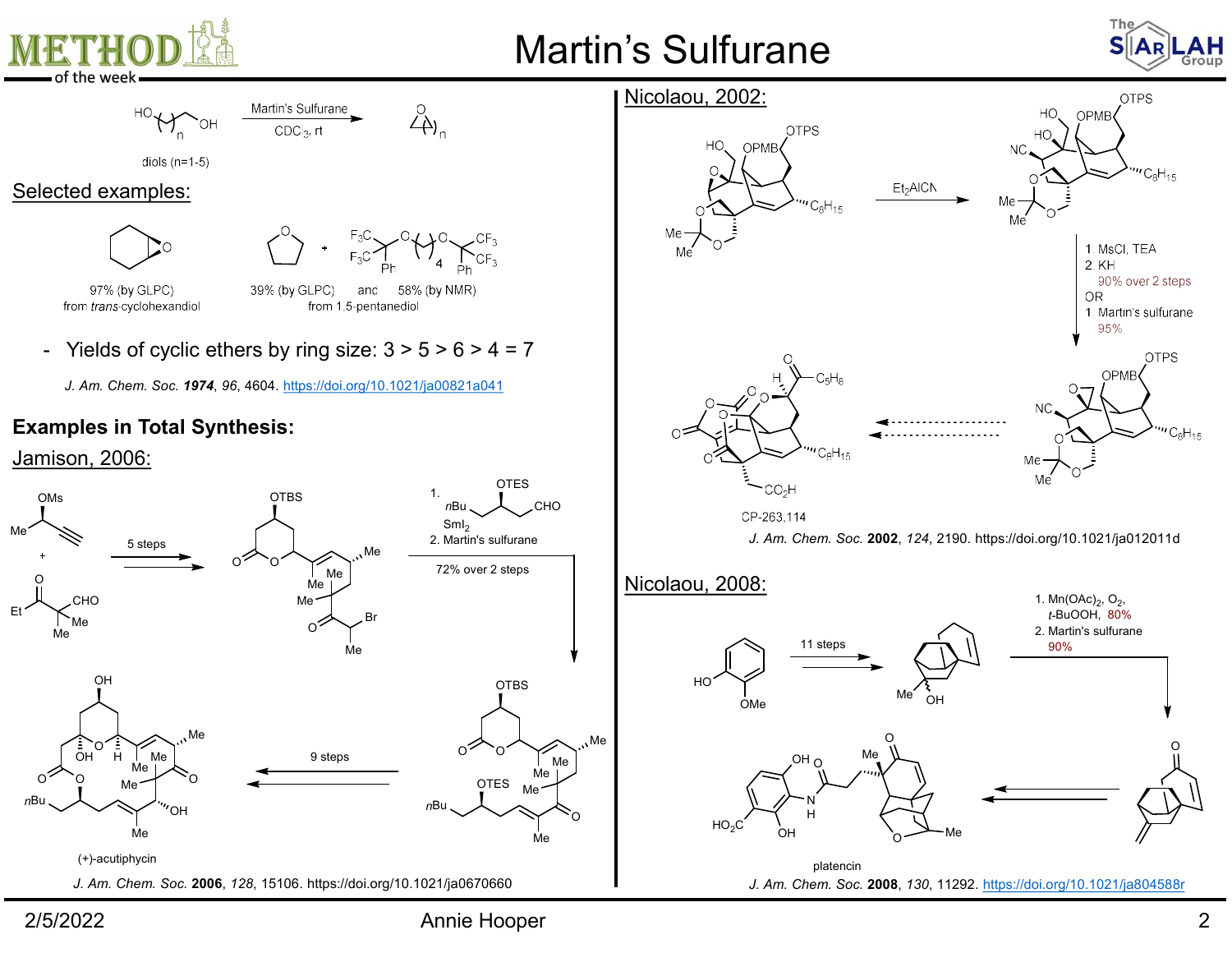# Martin's Sulfurane

diols (n=1-5)

Martin's Sulfurane

$CDCl_3$, rt

## Selected examples:

97% (by GLPC) from *trans*-cyclohexandiol

39% (by GLPC) and 58% (by NMR) from 1,5-pentanediol

- Yields of cyclic ethers by ring size: 3 > 5 > 6 > 4 = 7

*J. Am. Chem. Soc.* **1974**, *96*, 4604. https://doi.org/10.1021/ja00821a041

## Examples in Total Synthesis:

### Jamison, 2006:

5 steps

1. *n*Bu ... CHO (OTES), $SmI_2$
2. Martin's sulfurane

72% over 2 steps

9 steps

(+)-acutiphycin

*J. Am. Chem. Soc.* **2006**, *128*, 15106. https://doi.org/10.1021/ja0670660

### Nicolaou, 2002:

$Et_2AlCN$

1. MsCl, TEA
2. KH

90% over 2 steps

OR

1. Martin's sulfurane

95%

CP-263,114

*J. Am. Chem. Soc.* **2002**, *124*, 2190. https://doi.org/10.1021/ja012011d

### Nicolaou, 2008:

11 steps

1. $Mn(OAc)_2$, $O_2$, *t*-BuOOH, 80%
2. Martin's sulfurane 90%

platencin

*J. Am. Chem. Soc.* **2008**, *130*, 11292. https://doi.org/10.1021/ja804588r